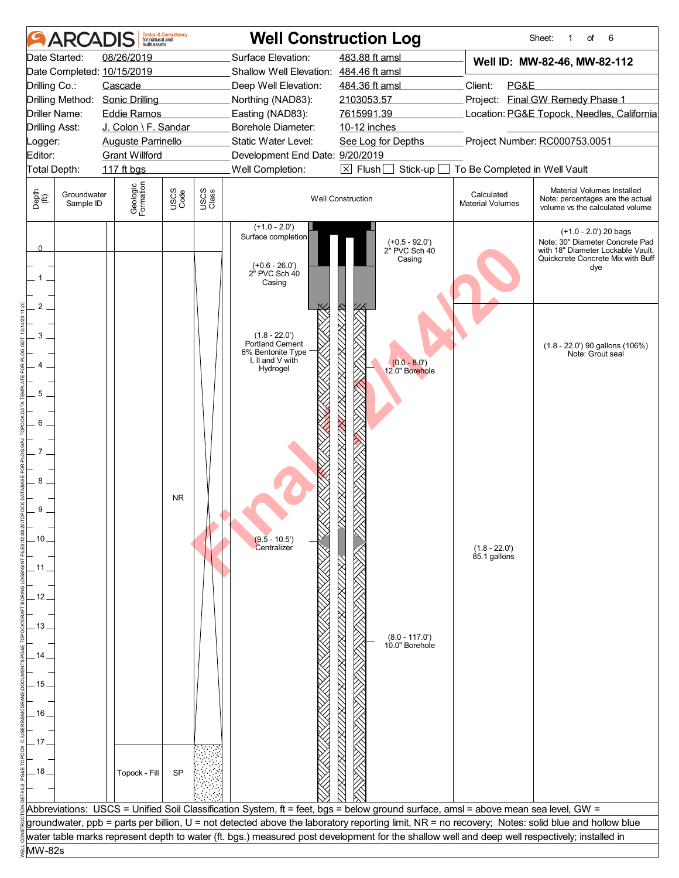# ARCADIS — Well Construction Log

Sheet: 1 of 6

| | | | |
|---|---|---|---|
| Date Started: | 08/26/2019 | Surface Elevation: | 483.88 ft amsl |
| Date Completed: | 10/15/2019 | Shallow Well Elevation: | 484.46 ft amsl |
| Drilling Co.: | Cascade | Deep Well Elevation: | 484.36 ft amsl |
| Drilling Method: | Sonic Drilling | Northing (NAD83): | 2103053.57 |
| Driller Name: | Eddie Ramos | Easting (NAD83): | 7615991.39 |
| Drilling Asst: | J. Colon \ F. Sandar | Borehole Diameter: | 10-12 inches |
| Logger: | Auguste Parrinello | Static Water Level: | See Log for Depths |
| Editor: | Grant Willford | Development End Date: | 9/20/2019 |
| Total Depth: | 117 ft bgs | Well Completion: | ☒ Flush ☐ Stick-up ☐ To Be Completed in Well Vault |

**Well ID: MW-82-46, MW-82-112**

Client: PG&E
Project: Final GW Remedy Phase 1
Location: PG&E Topock, Needles, California
Project Number: RC000753.0051

| Depth (ft) | Groundwater Sample ID | Geologic Formation | USCS Code | USCS Class | Well Construction | Calculated Material Volumes | Material Volumes Installed (Note: percentages are the actual volume vs the calculated volume) |
|---|---|---|---|---|---|---|---|
| 0–17 | | | NR | | (+1.0 - 2.0') Surface completion; (+0.6 - 26.0') 2" PVC Sch 40 Casing; (+0.5 - 92.0') 2" PVC Sch 40 Casing; (1.8 - 22.0') Portland Cement 6% Bentonite Type I, II and V with Hydrogel; (0.0 - 8.0') 12.0" Borehole; (9.5 - 10.5') Centralizer; (8.0 - 117.0') 10.0" Borehole | (1.8 - 22.0') 85.1 gallons | (+1.0 - 2.0') 20 bags. Note: 30" Diameter Concrete Pad with 18" Diameter Lockable Vault, Quickcrete Concrete Mix with Buff dye; (1.8 - 22.0') 90 gallons (106%) Note: Grout seal |
| 17–18 | | Topock - Fill | SP | | | | |

Abbreviations: USCS = Unified Soil Classification System, ft = feet, bgs = below ground surface, amsl = above mean sea level, GW = groundwater, ppb = parts per billion, U = not detected above the laboratory reporting limit, NR = no recovery; Notes: solid blue and hollow blue water table marks represent depth to water (ft. bgs.) measured post development for the shallow well and deep well respectively; installed in MW-82s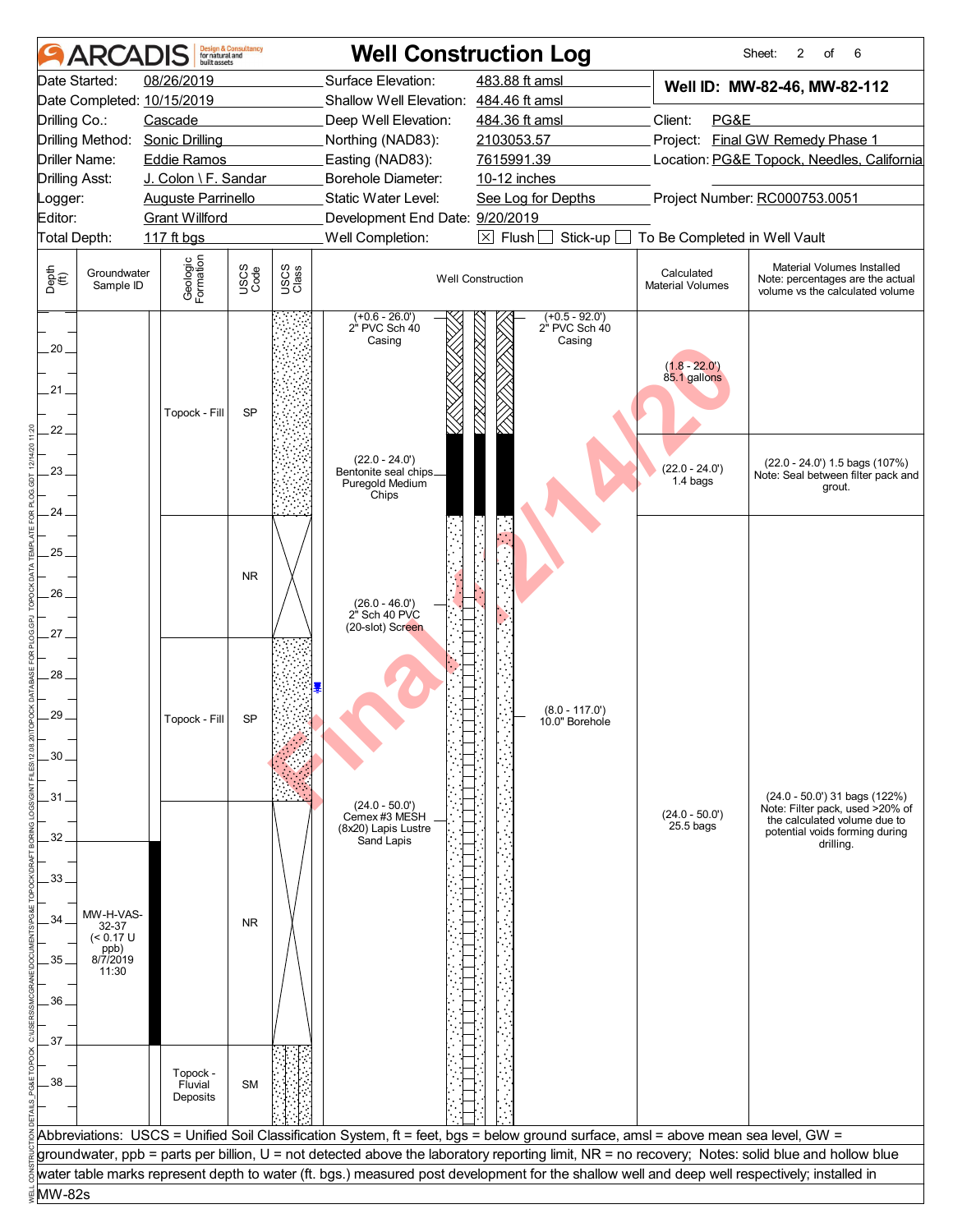# Well Construction Log

ARCADIS Design & Consultancy for natural and built assets

Sheet: 2 of 6

| | | | |
|---|---|---|---|
| Date Started: | 08/26/2019 | Surface Elevation: | 483.88 ft amsl |
| Date Completed: | 10/15/2019 | Shallow Well Elevation: | 484.46 ft amsl |
| Drilling Co.: | Cascade | Deep Well Elevation: | 484.36 ft amsl |
| Drilling Method: | Sonic Drilling | Northing (NAD83): | 2103053.57 |
| Driller Name: | Eddie Ramos | Easting (NAD83): | 7615991.39 |
| Drilling Asst: | J. Colon \ F. Sandar | Borehole Diameter: | 10-12 inches |
| Logger: | Auguste Parrinello | Static Water Level: | See Log for Depths |
| Editor: | Grant Willford | Development End Date: | 9/20/2019 |
| Total Depth: | 117 ft bgs | Well Completion: | ☒ Flush ☐ Stick-up ☐ To Be Completed in Well Vault |

**Well ID: MW-82-46, MW-82-112**

Client: PG&E
Project: Final GW Remedy Phase 1
Location: PG&E Topock, Needles, California
Project Number: RC000753.0051

| Depth (ft) | Groundwater Sample ID | Geologic Formation | USCS Code | Well Construction | Calculated Material Volumes | Material Volumes Installed (Note: percentages are the actual volume vs the calculated volume) |
|---|---|---|---|---|---|---|
| 19–24 | | Topock - Fill | SP | (+0.6 - 26.0') 2" PVC Sch 40 Casing; (+0.5 - 92.0') 2" PVC Sch 40 Casing | (1.8 - 22.0') 85.1 gallons | |
| 22–24 | | | | (22.0 - 24.0') Bentonite seal chips Puregold Medium Chips | (22.0 - 24.0') 1.4 bags | (22.0 - 24.0') 1.5 bags (107%) Note: Seal between filter pack and grout. |
| 24–27 | | | NR | (26.0 - 46.0') 2" Sch 40 PVC (20-slot) Screen | | |
| 27–31 | | Topock - Fill | SP | (8.0 - 117.0') 10.0" Borehole | | |
| 31–37 | MW-H-VAS-32-37 (< 0.17 U ppb) 8/7/2019 11:30 | | NR | (24.0 - 50.0') Cemex #3 MESH (8x20) Lapis Lustre Sand Lapis | (24.0 - 50.0') 25.5 bags | (24.0 - 50.0') 31 bags (122%) Note: Filter pack, used >20% of the calculated volume due to potential voids forming during drilling. |
| 37–39 | | Topock - Fluvial Deposits | SM | | | |

Abbreviations: USCS = Unified Soil Classification System, ft = feet, bgs = below ground surface, amsl = above mean sea level, GW = groundwater, ppb = parts per billion, U = not detected above the laboratory reporting limit, NR = no recovery; Notes: solid blue and hollow blue water table marks represent depth to water (ft. bgs.) measured post development for the shallow well and deep well respectively; installed in MW-82s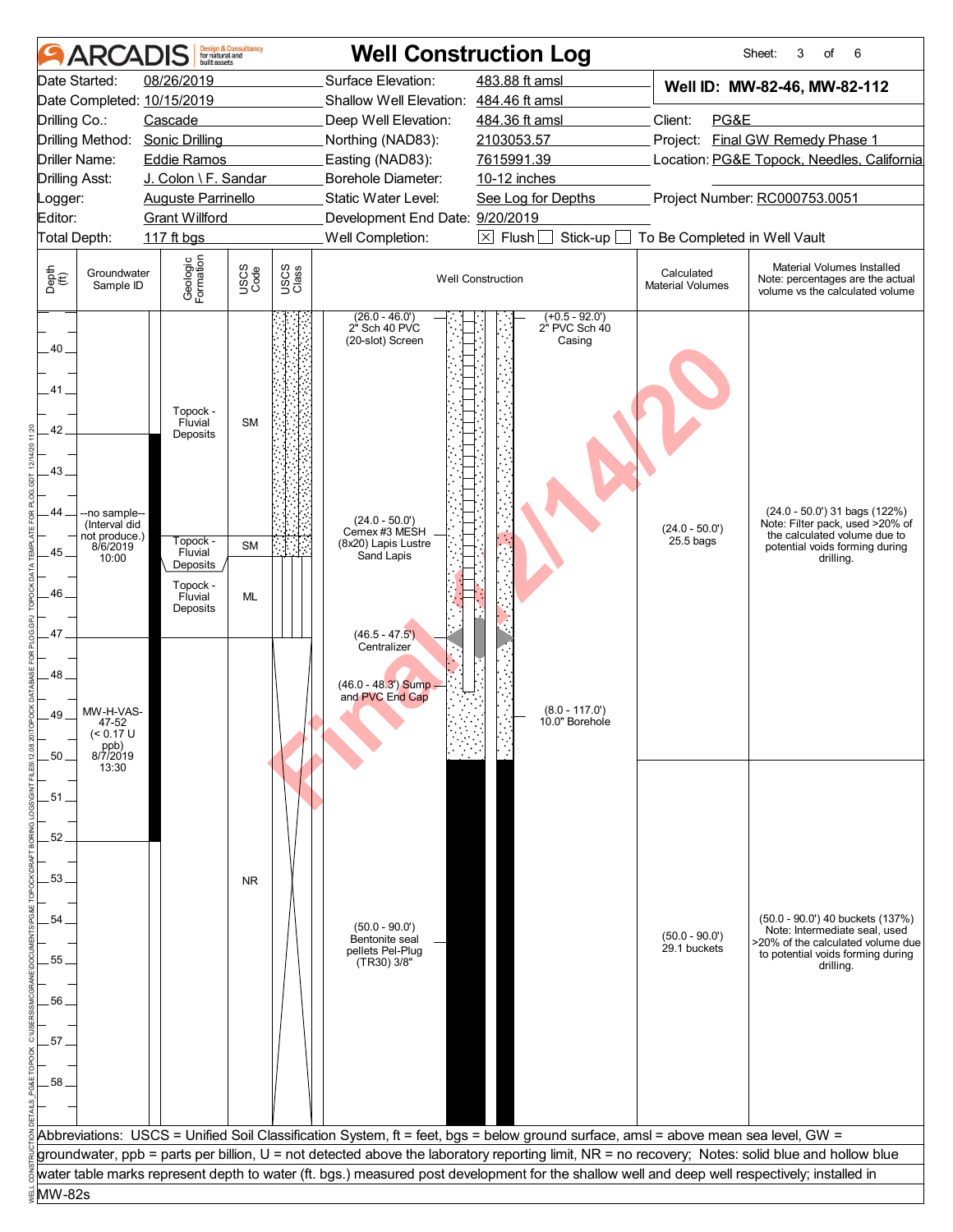# ARCADIS Well Construction Log

Sheet: 3 of 6

| | | | |
|---|---|---|---|
| Date Started: 08/26/2019 | Surface Elevation: 483.88 ft amsl | **Well ID: MW-82-46, MW-82-112** | |
| Date Completed: 10/15/2019 | Shallow Well Elevation: 484.46 ft amsl | | |
| Drilling Co.: Cascade | Deep Well Elevation: 484.36 ft amsl | Client: PG&E | |
| Drilling Method: Sonic Drilling | Northing (NAD83): 2103053.57 | Project: Final GW Remedy Phase 1 | |
| Driller Name: Eddie Ramos | Easting (NAD83): 7615991.39 | Location: PG&E Topock, Needles, California | |
| Drilling Asst: J. Colon \ F. Sandar | Borehole Diameter: 10-12 inches | | |
| Logger: Auguste Parrinello | Static Water Level: See Log for Depths | Project Number: RC000753.0051 | |
| Editor: Grant Willford | Development End Date: 9/20/2019 | | |
| Total Depth: 117 ft bgs | Well Completion: ☒ Flush ☐ Stick-up ☐ To Be Completed in Well Vault | | |

| Depth (ft) | Groundwater Sample ID | Geologic Formation | USCS Code | Well Construction | Calculated Material Volumes | Material Volumes Installed (Note: percentages are the actual volume vs the calculated volume) |
|---|---|---|---|---|---|---|
| 40–44.5 | | Topock - Fluvial Deposits | SM | (26.0 - 46.0') 2" Sch 40 PVC (20-slot) Screen; (+0.5 - 92.0') 2" PVC Sch 40 Casing | | |
| 44–45 | --no sample-- (Interval did not produce.) 8/6/2019 10:00 | | | (24.0 - 50.0') Cemex #3 MESH (8x20) Lapis Lustre Sand Lapis | (24.0 - 50.0') 25.5 bags | (24.0 - 50.0') 31 bags (122%) Note: Filter pack, used >20% of the calculated volume due to potential voids forming during drilling. |
| 44.5–45.2 | | Topock - Fluvial Deposits | SM | | | |
| 45.2–47 | | Topock - Fluvial Deposits | ML | (46.5 - 47.5') Centralizer | | |
| 47–52 | MW-H-VAS-47-52 (< 0.17 U ppb) 8/7/2019 13:30 | | | (46.0 - 48.3') Sump and PVC End Cap; (8.0 - 117.0') 10.0" Borehole | | |
| 47–58 | | | NR | (50.0 - 90.0') Bentonite seal pellets Pel-Plug (TR30) 3/8" | (50.0 - 90.0') 29.1 buckets | (50.0 - 90.0') 40 buckets (137%) Note: Intermediate seal, used >20% of the calculated volume due to potential voids forming during drilling. |

Abbreviations: USCS = Unified Soil Classification System, ft = feet, bgs = below ground surface, amsl = above mean sea level, GW = groundwater, ppb = parts per billion, U = not detected above the laboratory reporting limit, NR = no recovery; Notes: solid blue and hollow blue water table marks represent depth to water (ft. bgs.) measured post development for the shallow well and deep well respectively; installed in MW-82s

Final 12/14/20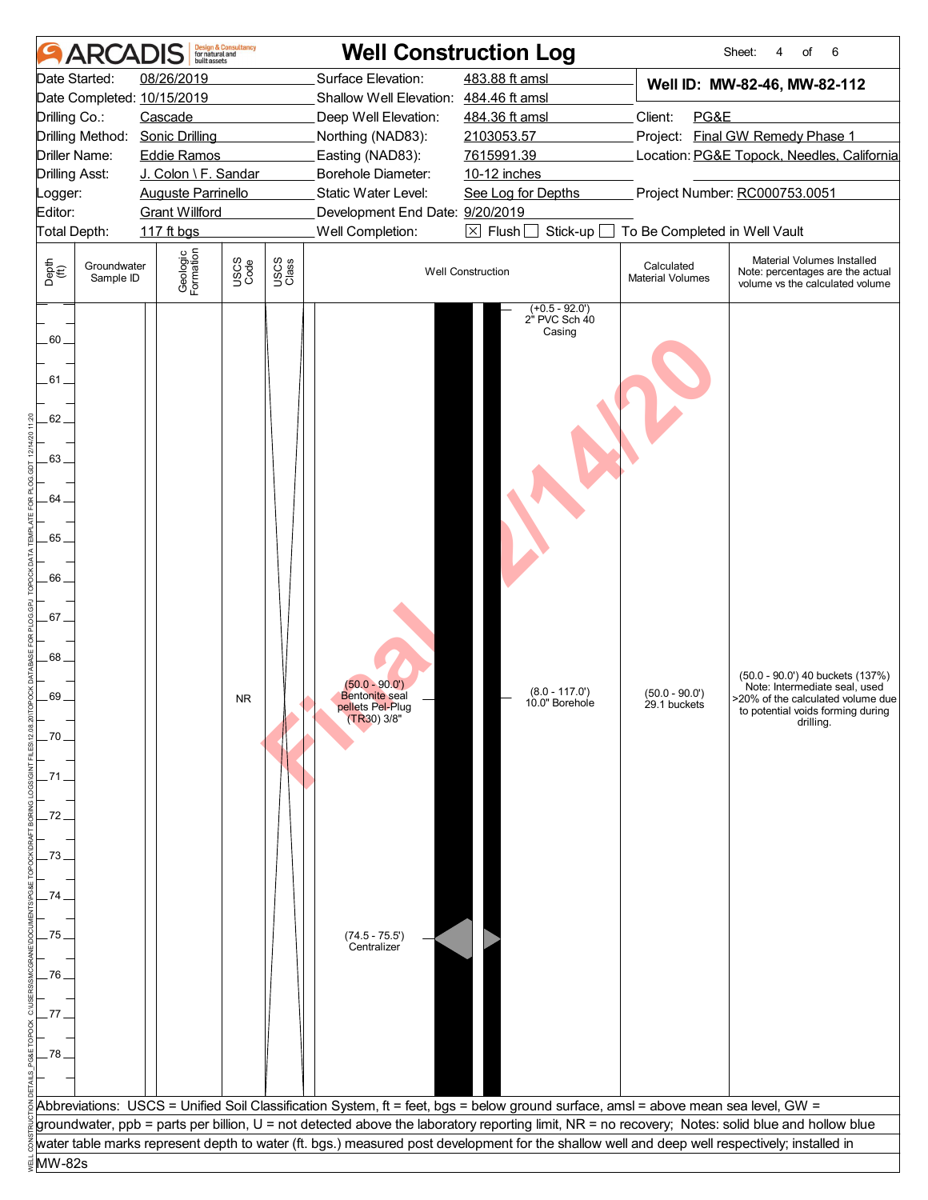# ARCADIS — Well Construction Log

Sheet: 4 of 6

| | | | |
|---|---|---|---|
| Date Started: | 08/26/2019 | Surface Elevation: | 483.88 ft amsl |
| Date Completed: | 10/15/2019 | Shallow Well Elevation: | 484.46 ft amsl |
| Drilling Co.: | Cascade | Deep Well Elevation: | 484.36 ft amsl |
| Drilling Method: | Sonic Drilling | Northing (NAD83): | 2103053.57 |
| Driller Name: | Eddie Ramos | Easting (NAD83): | 7615991.39 |
| Drilling Asst: | J. Colon \ F. Sandar | Borehole Diameter: | 10-12 inches |
| Logger: | Auguste Parrinello | Static Water Level: | See Log for Depths |
| Editor: | Grant Willford | Development End Date: | 9/20/2019 |
| Total Depth: | 117 ft bgs | Well Completion: | ☒ Flush ☐ Stick-up ☐ To Be Completed in Well Vault |

**Well ID: MW-82-46, MW-82-112**

Client: PG&E
Project: Final GW Remedy Phase 1
Location: PG&E Topock, Needles, California
Project Number: RC000753.0051

| Depth (ft) | Groundwater Sample ID | Geologic Formation | USCS Code | USCS Class | Well Construction | Calculated Material Volumes | Material Volumes Installed (Note: percentages are the actual volume vs the calculated volume) |
|---|---|---|---|---|---|---|---|
| 59–78 | | | NR | | (+0.5 - 92.0') 2" PVC Sch 40 Casing | | |
| | | | | | (50.0 - 90.0') Bentonite seal pellets Pel-Plug (TR30) 3/8" | (50.0 - 90.0') 29.1 buckets | (50.0 - 90.0') 40 buckets (137%) Note: Intermediate seal, used >20% of the calculated volume due to potential voids forming during drilling. |
| | | | | | (8.0 - 117.0') 10.0" Borehole | | |
| 75 | | | | | (74.5 - 75.5') Centralizer | | |

Final 2/14/20

Abbreviations: USCS = Unified Soil Classification System, ft = feet, bgs = below ground surface, amsl = above mean sea level, GW = groundwater, ppb = parts per billion, U = not detected above the laboratory reporting limit, NR = no recovery; Notes: solid blue and hollow blue water table marks represent depth to water (ft. bgs.) measured post development for the shallow well and deep well respectively; installed in MW-82s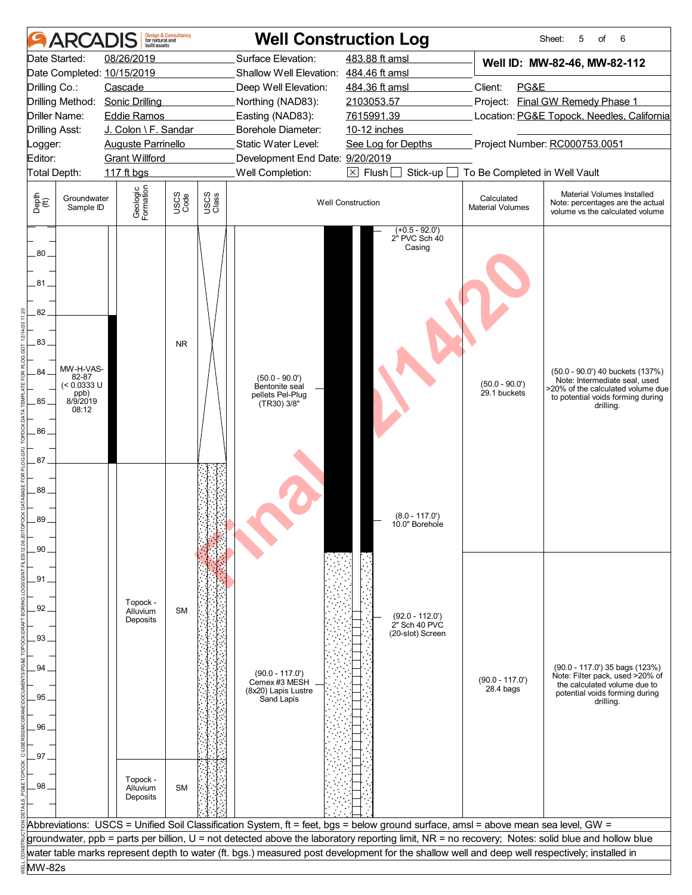# Well Construction Log

**ARCADIS** Design & Consultancy for natural and built assets

| | | | |
|---|---|---|---|
| Date Started: | 08/26/2019 | Surface Elevation: | 483.88 ft amsl |
| Date Completed: | 10/15/2019 | Shallow Well Elevation: | 484.46 ft amsl |
| Drilling Co.: | Cascade | Deep Well Elevation: | 484.36 ft amsl |
| Drilling Method: | Sonic Drilling | Northing (NAD83): | 2103053.57 |
| Driller Name: | Eddie Ramos | Easting (NAD83): | 7615991.39 |
| Drilling Asst: | J. Colon \ F. Sandar | Borehole Diameter: | 10-12 inches |
| Logger: | Auguste Parrinello | Static Water Level: | See Log for Depths |
| Editor: | Grant Willford | Development End Date: | 9/20/2019 |
| Total Depth: | 117 ft bgs | Well Completion: | ☒ Flush ☐ Stick-up ☐ To Be Completed in Well Vault |

**Well ID: MW-82-46, MW-82-112**

Client: PG&E
Project: Final GW Remedy Phase 1
Location: PG&E Topock, Needles, California
Project Number: RC000753.0051

| Depth (ft) | Groundwater Sample ID | Geologic Formation | USCS Code | USCS Class | Well Construction | Calculated Material Volumes | Material Volumes Installed (Note: percentages are the actual volume vs the calculated volume) |
|---|---|---|---|---|---|---|---|
| 80–87 | MW-H-VAS-82-87 (< 0.0333 U ppb) 8/9/2019 08:12 | | NR | | (+0.5 - 92.0') 2" PVC Sch 40 Casing; (50.0 - 90.0') Bentonite seal pellets Pel-Plug (TR30) 3/8" | (50.0 - 90.0') 29.1 buckets | (50.0 - 90.0') 40 buckets (137%) Note: Intermediate seal, used >20% of the calculated volume due to potential voids forming during drilling. |
| 87–97 | | Topock - Alluvium Deposits | SM | | (8.0 - 117.0') 10.0" Borehole; (92.0 - 112.0') 2" Sch 40 PVC (20-slot) Screen; (90.0 - 117.0') Cemex #3 MESH (8x20) Lapis Lustre Sand Lapis | (90.0 - 117.0') 28.4 bags | (90.0 - 117.0') 35 bags (123%) Note: Filter pack, used >20% of the calculated volume due to potential voids forming during drilling. |
| 97–98+ | | Topock - Alluvium Deposits | SM | | | | |

Abbreviations: USCS = Unified Soil Classification System, ft = feet, bgs = below ground surface, amsl = above mean sea level, GW = groundwater, ppb = parts per billion, U = not detected above the laboratory reporting limit, NR = no recovery; Notes: solid blue and hollow blue water table marks represent depth to water (ft. bgs.) measured post development for the shallow well and deep well respectively; installed in MW-82s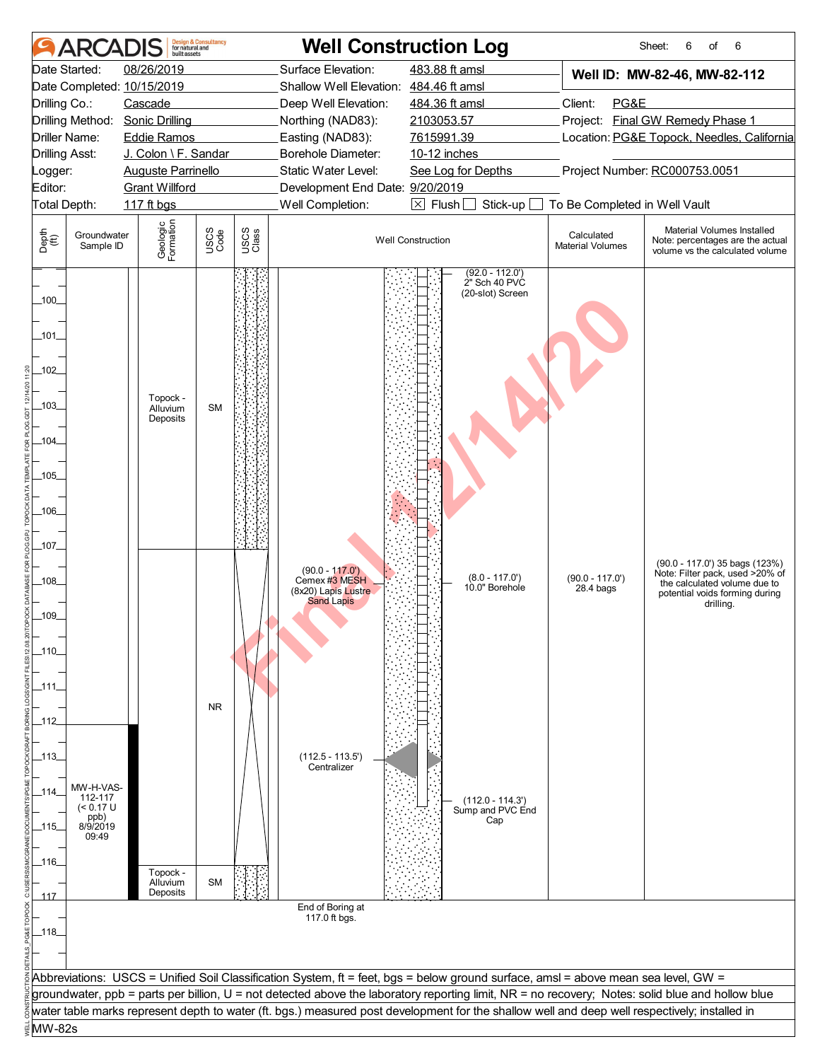# ARCADIS — Well Construction Log

Sheet: 6 of 6

| | | | |
|---|---|---|---|
| Date Started: | 08/26/2019 | Surface Elevation: | 483.88 ft amsl |
| Date Completed: | 10/15/2019 | Shallow Well Elevation: | 484.46 ft amsl |
| Drilling Co.: | Cascade | Deep Well Elevation: | 484.36 ft amsl |
| Drilling Method: | Sonic Drilling | Northing (NAD83): | 2103053.57 |
| Driller Name: | Eddie Ramos | Easting (NAD83): | 7615991.39 |
| Drilling Asst: | J. Colon \ F. Sandar | Borehole Diameter: | 10-12 inches |
| Logger: | Auguste Parrinello | Static Water Level: | See Log for Depths |
| Editor: | Grant Willford | Development End Date: | 9/20/2019 |
| Total Depth: | 117 ft bgs | Well Completion: | ☒ Flush ☐ Stick-up ☐ To Be Completed in Well Vault |

**Well ID: MW-82-46, MW-82-112**

Client: PG&E
Project: Final GW Remedy Phase 1
Location: PG&E Topock, Needles, California
Project Number: RC000753.0051

| Depth (ft) | Groundwater Sample ID | Geologic Formation | USCS Code | Well Construction | Calculated Material Volumes | Material Volumes Installed (Note: percentages are the actual volume vs the calculated volume) |
|---|---|---|---|---|---|---|
| 99–107 | | Topock - Alluvium Deposits | SM | (92.0 - 112.0') 2" Sch 40 PVC (20-slot) Screen | | |
| 107–116 | | | NR | (90.0 - 117.0') Cemex #3 MESH (8x20) Lapis Lustre Sand Lapis; (8.0 - 117.0') 10.0" Borehole; (112.5 - 113.5') Centralizer; (112.0 - 114.3') Sump and PVC End Cap | (90.0 - 117.0') 28.4 bags | (90.0 - 117.0') 35 bags (123%) Note: Filter pack, used >20% of the calculated volume due to potential voids forming during drilling. |
| 112–117 | MW-H-VAS-112-117 (< 0.17 U ppb) 8/9/2019 09:49 | | | | | |
| 116–117 | | Topock - Alluvium Deposits | SM | | | |

End of Boring at 117.0 ft bgs.

Abbreviations: USCS = Unified Soil Classification System, ft = feet, bgs = below ground surface, amsl = above mean sea level, GW = groundwater, ppb = parts per billion, U = not detected above the laboratory reporting limit, NR = no recovery; Notes: solid blue and hollow blue water table marks represent depth to water (ft. bgs.) measured post development for the shallow well and deep well respectively; installed in MW-82s

Final 12/14/20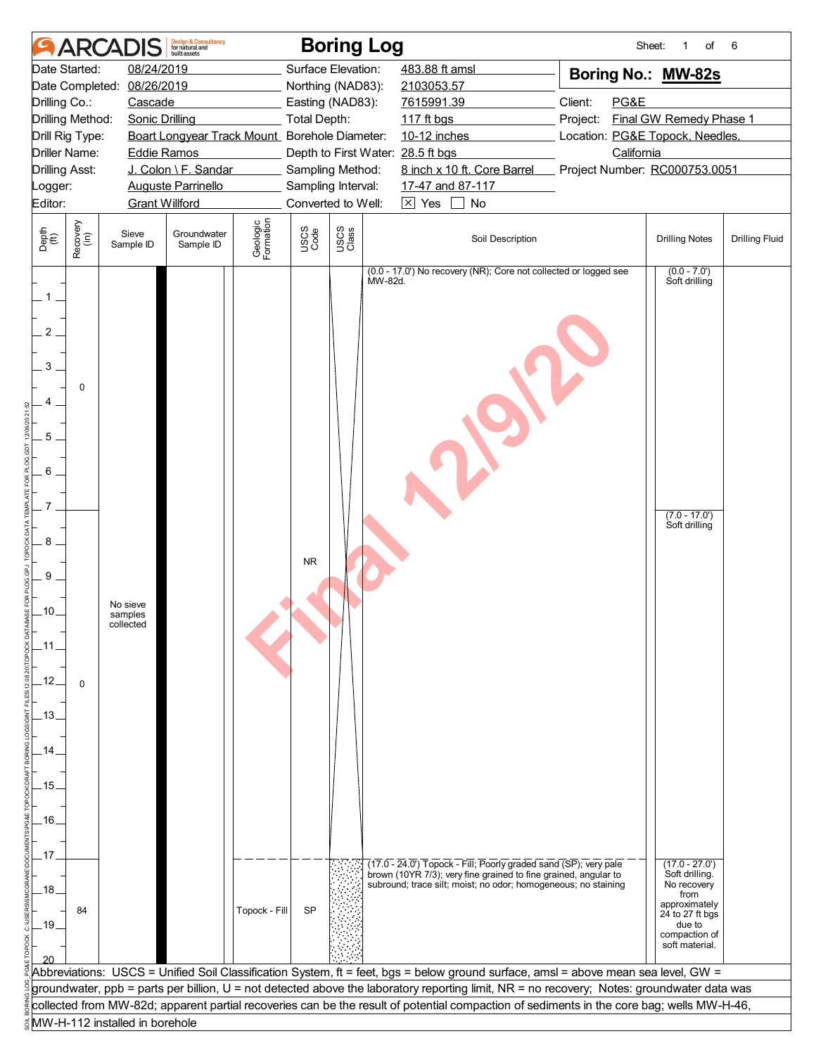# ARCADIS Boring Log

Sheet: 1 of 6

| | | | |
|---|---|---|---|
| Date Started: | 08/24/2019 | Surface Elevation: | 483.88 ft amsl |
| Date Completed: | 08/26/2019 | Northing (NAD83): | 2103053.57 |
| Drilling Co.: | Cascade | Easting (NAD83): | 7615991.39 |
| Drilling Method: | Sonic Drilling | Total Depth: | 117 ft bgs |
| Drill Rig Type: | Boart Longyear Track Mount | Borehole Diameter: | 10-12 inches |
| Driller Name: | Eddie Ramos | Depth to First Water: | 28.5 ft bgs |
| Drilling Asst: | J. Colon \ F. Sandar | Sampling Method: | 8 inch x 10 ft. Core Barrel |
| Logger: | Auguste Parrinello | Sampling Interval: | 17-47 and 87-117 |
| Editor: | Grant Willford | Converted to Well: | ☒ Yes ☐ No |

**Boring No.: MW-82s**

Client: PG&E
Project: Final GW Remedy Phase 1
Location: PG&E Topock, Needles, California
Project Number: RC000753.0051

| Depth (ft) | Recovery (in) | Sieve Sample ID | Groundwater Sample ID | Geologic Formation | USCS Code | USCS Class | Soil Description | Drilling Notes | Drilling Fluid |
|---|---|---|---|---|---|---|---|---|---|
| 0–7 | 0 | No sieve samples collected | | | NR | | (0.0 - 17.0') No recovery (NR); Core not collected or logged see MW-82d. | (0.0 - 7.0') Soft drilling | |
| 7–17 | 0 | | | | | | | (7.0 - 17.0') Soft drilling | |
| 17–20 | 84 | | | Topock - Fill | SP | | (17.0 - 24.0') Topock - Fill; Poorly graded sand (SP); very pale brown (10YR 7/3); very fine grained to fine grained, angular to subround; trace silt; moist; no odor; homogeneous; no staining | (17.0 - 27.0') Soft drilling. No recovery from approximately 24 to 27 ft bgs due to compaction of soft material. | |

Abbreviations: USCS = Unified Soil Classification System, ft = feet, bgs = below ground surface, amsl = above mean sea level, GW = groundwater, ppb = parts per billion, U = not detected above the laboratory reporting limit, NR = no recovery; Notes: groundwater data was collected from MW-82d; apparent partial recoveries can be the result of potential compaction of sediments in the core bag; wells MW-H-46, MW-H-112 installed in borehole

Final 12/9/20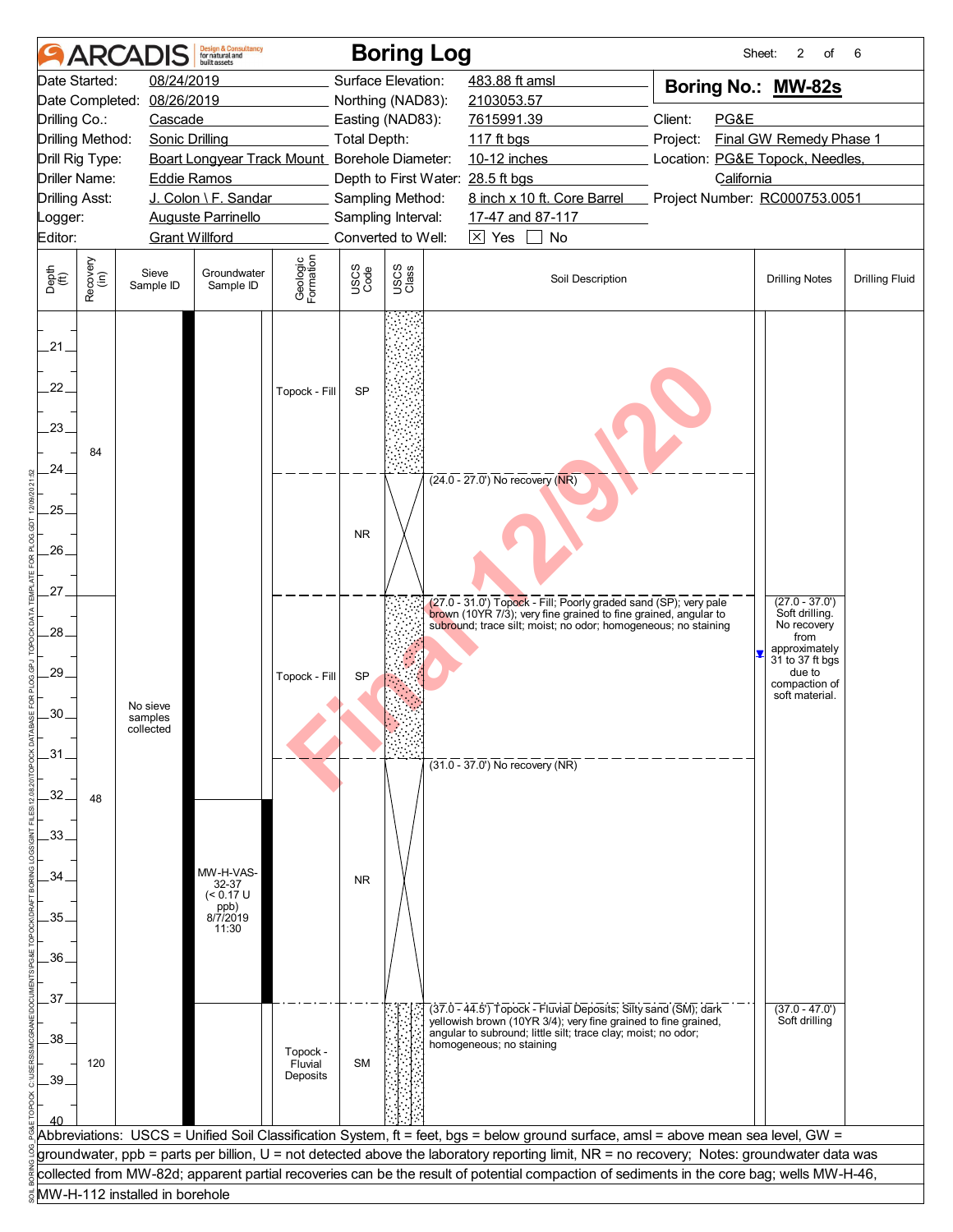# Boring Log

**Boring No.: MW-82s**

| | | | | | |
|---|---|---|---|---|---|
| Date Started: | 08/24/2019 | Surface Elevation: | 483.88 ft amsl | Client: | PG&E |
| Date Completed: | 08/26/2019 | Northing (NAD83): | 2103053.57 | Project: | Final GW Remedy Phase 1 |
| Drilling Co.: | Cascade | Easting (NAD83): | 7615991.39 | Location: | PG&E Topock, Needles, California |
| Drilling Method: | Sonic Drilling | Total Depth: | 117 ft bgs | Project Number: | RC000753.0051 |
| Drill Rig Type: | Boart Longyear Track Mount | Borehole Diameter: | 10-12 inches | | |
| Driller Name: | Eddie Ramos | Depth to First Water: | 28.5 ft bgs | | |
| Drilling Asst: | J. Colon \ F. Sandar | Sampling Method: | 8 inch x 10 ft. Core Barrel | | |
| Logger: | Auguste Parrinello | Sampling Interval: | 17-47 and 87-117 | | |
| Editor: | Grant Willford | Converted to Well: | ☒ Yes ☐ No | | |

Final 12/9/20

| Depth (ft) | Recovery (in) | Sieve Sample ID | Groundwater Sample ID | Geologic Formation | USCS Code | Soil Description | Drilling Notes | Drilling Fluid |
|---|---|---|---|---|---|---|---|---|
| 21–24 | 84 | No sieve samples collected | | Topock - Fill | SP | | | |
| 24–27 | | | | | NR | (24.0 - 27.0') No recovery (NR) | | |
| 27–31 | 48 | | | Topock - Fill | SP | (27.0 - 31.0') Topock - Fill; Poorly graded sand (SP); very pale brown (10YR 7/3); very fine grained to fine grained, angular to subround; trace silt; moist; no odor; homogeneous; no staining | (27.0 - 37.0') Soft drilling. No recovery from approximately 31 to 37 ft bgs due to compaction of soft material. | |
| 31–37 | | | MW-H-VAS-32-37 (< 0.17 U ppb) 8/7/2019 11:30 | | NR | (31.0 - 37.0') No recovery (NR) | | |
| 37–40 | 120 | | | Topock - Fluvial Deposits | SM | (37.0 - 44.5') Topock - Fluvial Deposits; Silty sand (SM); dark yellowish brown (10YR 3/4); very fine grained to fine grained, angular to subround; little silt; trace clay; moist; no odor; homogeneous; no staining | (37.0 - 47.0') Soft drilling | |

Abbreviations: USCS = Unified Soil Classification System, ft = feet, bgs = below ground surface, amsl = above mean sea level, GW = groundwater, ppb = parts per billion, U = not detected above the laboratory reporting limit, NR = no recovery; Notes: groundwater data was collected from MW-82d; apparent partial recoveries can be the result of potential compaction of sediments in the core bag; wells MW-H-46, MW-H-112 installed in borehole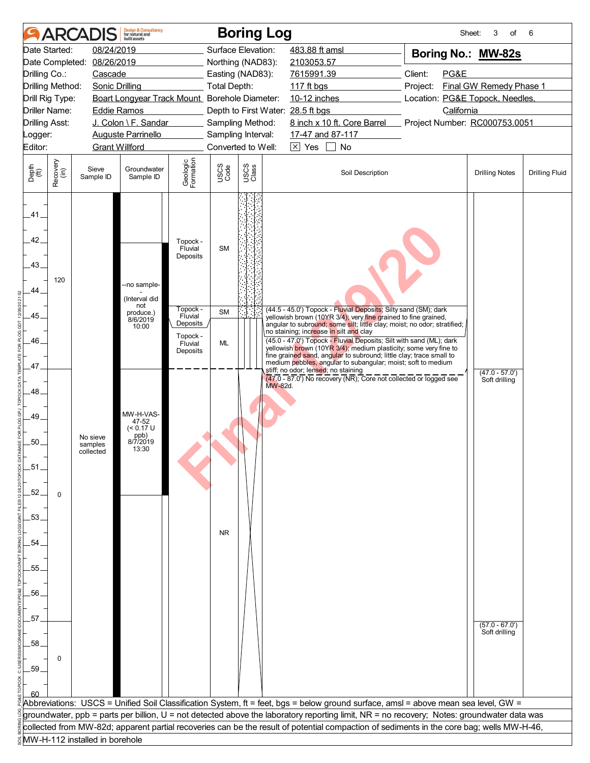# ARCADIS Boring Log

| | | | | | |
|---|---|---|---|---|---|
| Date Started: | 08/24/2019 | Surface Elevation: | 483.88 ft amsl | **Boring No.:** | **MW-82s** |
| Date Completed: | 08/26/2019 | Northing (NAD83): | 2103053.57 | | |
| Drilling Co.: | Cascade | Easting (NAD83): | 7615991.39 | Client: | PG&E |
| Drilling Method: | Sonic Drilling | Total Depth: | 117 ft bgs | Project: | Final GW Remedy Phase 1 |
| Drill Rig Type: | Boart Longyear Track Mount | Borehole Diameter: | 10-12 inches | Location: | PG&E Topock, Needles, California |
| Driller Name: | Eddie Ramos | Depth to First Water: | 28.5 ft bgs | | |
| Drilling Asst: | J. Colon \ F. Sandar | Sampling Method: | 8 inch x 10 ft. Core Barrel | Project Number: | RC000753.0051 |
| Logger: | Auguste Parrinello | Sampling Interval: | 17-47 and 87-117 | | |
| Editor: | Grant Willford | Converted to Well: | ☒ Yes ☐ No | | |

| Depth (ft) | Recovery (in) | Sieve Sample ID | Groundwater Sample ID | Geologic Formation | USCS Code | Soil Description | Drilling Notes | Drilling Fluid |
|---|---|---|---|---|---|---|---|---|
| 41–44.5 | 120 | | --no sample-- (Interval did not produce.) 8/6/2019 10:00 | Topock - Fluvial Deposits | SM | | | |
| 44.5–45.0 | | | | Topock - Fluvial Deposits | SM | (44.5 - 45.0') Topock - Fluvial Deposits; Silty sand (SM); dark yellowish brown (10YR 3/4); very fine grained to fine grained, angular to subround; some silt; little clay; moist; no odor; stratified; no staining; increase in silt and clay | | |
| 45.0–47.0 | | | | Topock - Fluvial Deposits | ML | (45.0 - 47.0') Topock - Fluvial Deposits; Silt with sand (ML); dark yellowish brown (10YR 3/4); medium plasticity; some very fine to fine grained sand, angular to subround; little clay; trace small to medium pebbles, angular to subangular; moist; soft to medium stiff; no odor; lensed; no staining | | |
| 47.0–57.0 | 0 | No sieve samples collected | MW-H-VAS-47-52 (< 0.17 U ppb) 8/7/2019 13:30 | | NR | (47.0 - 87.0') No recovery (NR); Core not collected or logged see MW-82d. | (47.0 - 57.0') Soft drilling | |
| 57.0–60 | 0 | | | | NR | | (57.0 - 67.0') Soft drilling | |

Abbreviations: USCS = Unified Soil Classification System, ft = feet, bgs = below ground surface, amsl = above mean sea level, GW = groundwater, ppb = parts per billion, U = not detected above the laboratory reporting limit, NR = no recovery; Notes: groundwater data was collected from MW-82d; apparent partial recoveries can be the result of potential compaction of sediments in the core bag; wells MW-H-46, MW-H-112 installed in borehole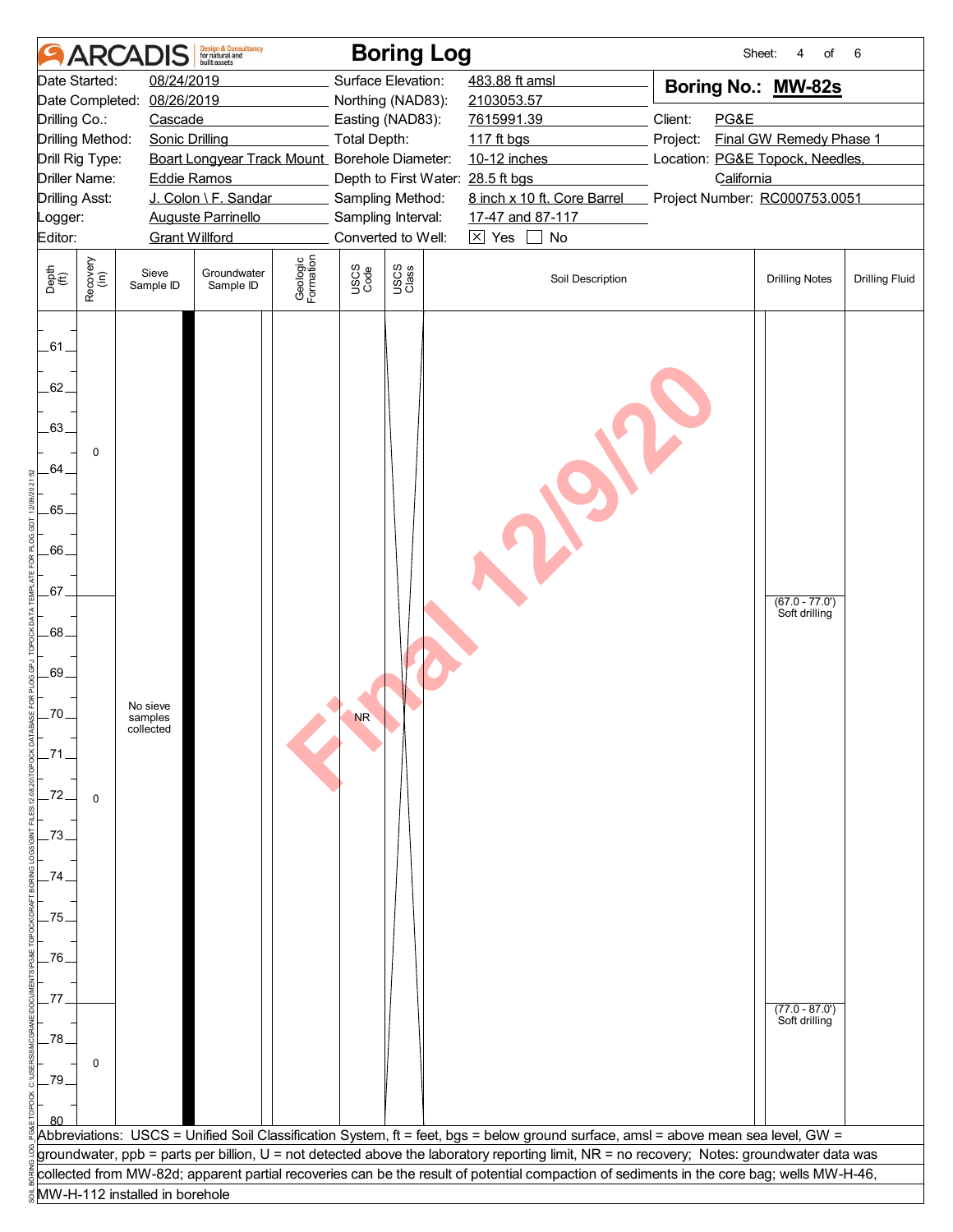# ARCADIS Boring Log

| | | | | | |
|---|---|---|---|---|---|
| Date Started: | 08/24/2019 | Surface Elevation: | 483.88 ft amsl | **Boring No.:** | **MW-82s** |
| Date Completed: | 08/26/2019 | Northing (NAD83): | 2103053.57 | | |
| Drilling Co.: | Cascade | Easting (NAD83): | 7615991.39 | Client: | PG&E |
| Drilling Method: | Sonic Drilling | Total Depth: | 117 ft bgs | Project: | Final GW Remedy Phase 1 |
| Drill Rig Type: | Boart Longyear Track Mount | Borehole Diameter: | 10-12 inches | Location: | PG&E Topock, Needles, California |
| Driller Name: | Eddie Ramos | Depth to First Water: | 28.5 ft bgs | | |
| Drilling Asst: | J. Colon \ F. Sandar | Sampling Method: | 8 inch x 10 ft. Core Barrel | Project Number: | RC000753.0051 |
| Logger: | Auguste Parrinello | Sampling Interval: | 17-47 and 87-117 | | |
| Editor: | Grant Willford | Converted to Well: | ☒ Yes ☐ No | | |

| Depth (ft) | Recovery (in) | Sieve Sample ID | Groundwater Sample ID | Geologic Formation | USCS Code | USCS Class | Soil Description | Drilling Notes | Drilling Fluid |
|---|---|---|---|---|---|---|---|---|---|
| 61–67 | 0 | | | | | | | | |
| 67–77 | 0 | No sieve samples collected | | | NR | | | (67.0 - 77.0') Soft drilling | |
| 77–80 | 0 | | | | | | | (77.0 - 87.0') Soft drilling | |

Final 12/9/20

Abbreviations: USCS = Unified Soil Classification System, ft = feet, bgs = below ground surface, amsl = above mean sea level, GW = groundwater, ppb = parts per billion, U = not detected above the laboratory reporting limit, NR = no recovery; Notes: groundwater data was collected from MW-82d; apparent partial recoveries can be the result of potential compaction of sediments in the core bag; wells MW-H-46, MW-H-112 installed in borehole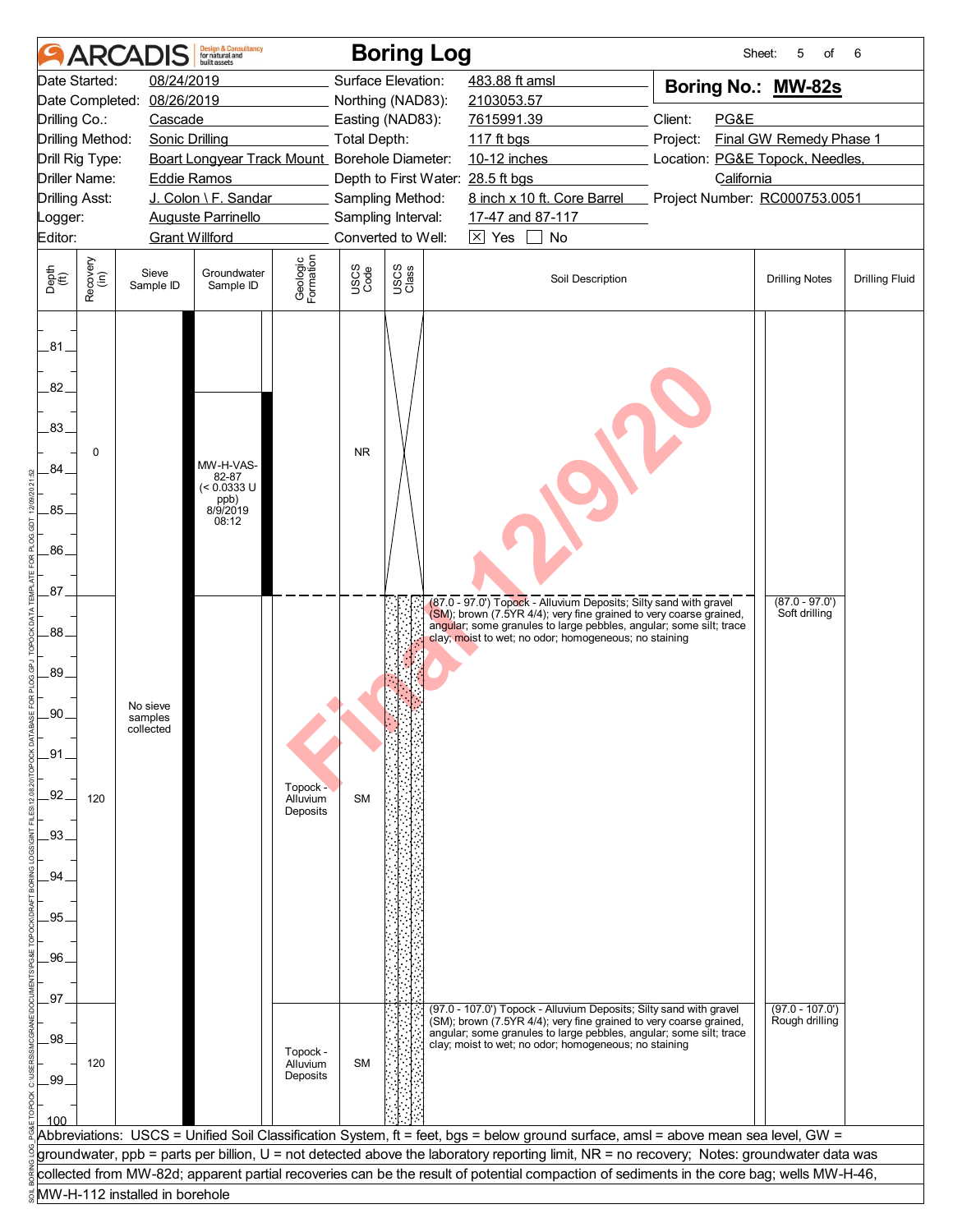# ARCADIS — Boring Log

Sheet: 5 of 6

| | | | |
|---|---|---|---|
| Date Started: | 08/24/2019 | Surface Elevation: | 483.88 ft amsl |
| Date Completed: | 08/26/2019 | Northing (NAD83): | 2103053.57 |
| Drilling Co.: | Cascade | Easting (NAD83): | 7615991.39 |
| Drilling Method: | Sonic Drilling | Total Depth: | 117 ft bgs |
| Drill Rig Type: | Boart Longyear Track Mount | Borehole Diameter: | 10-12 inches |
| Driller Name: | Eddie Ramos | Depth to First Water: | 28.5 ft bgs |
| Drilling Asst: | J. Colon \ F. Sandar | Sampling Method: | 8 inch x 10 ft. Core Barrel |
| Logger: | Auguste Parrinello | Sampling Interval: | 17-47 and 87-117 |
| Editor: | Grant Willford | Converted to Well: | ☒ Yes ☐ No |

**Boring No.: MW-82s**

Client: PG&E
Project: Final GW Remedy Phase 1
Location: PG&E Topock, Needles, California
Project Number: RC000753.0051

| Depth (ft) | Recovery (in) | Sieve Sample ID | Groundwater Sample ID | Geologic Formation | USCS Code | USCS Class | Soil Description | Drilling Notes | Drilling Fluid |
|---|---|---|---|---|---|---|---|---|---|
| 81–87 | 0 | | MW-H-VAS-82-87 (< 0.0333 U ppb) 8/9/2019 08:12 | | NR | | | | |
| 87–97 | 120 | No sieve samples collected | | Topock - Alluvium Deposits | SM | | (87.0 - 97.0') Topock - Alluvium Deposits; Silty sand with gravel (SM); brown (7.5YR 4/4); very fine grained to very coarse grained, angular; some granules to large pebbles, angular; some silt; trace clay; moist to wet; no odor; homogeneous; no staining | (87.0 - 97.0') Soft drilling | |
| 97–100 | 120 | | | Topock - Alluvium Deposits | SM | | (97.0 - 107.0') Topock - Alluvium Deposits; Silty sand with gravel (SM); brown (7.5YR 4/4); very fine grained to very coarse grained, angular; some granules to large pebbles, angular; some silt; trace clay; moist to wet; no odor; homogeneous; no staining | (97.0 - 107.0') Rough drilling | |

Abbreviations: USCS = Unified Soil Classification System, ft = feet, bgs = below ground surface, amsl = above mean sea level, GW = groundwater, ppb = parts per billion, U = not detected above the laboratory reporting limit, NR = no recovery; Notes: groundwater data was collected from MW-82d; apparent partial recoveries can be the result of potential compaction of sediments in the core bag; wells MW-H-46, MW-H-112 installed in borehole

Final 12/9/20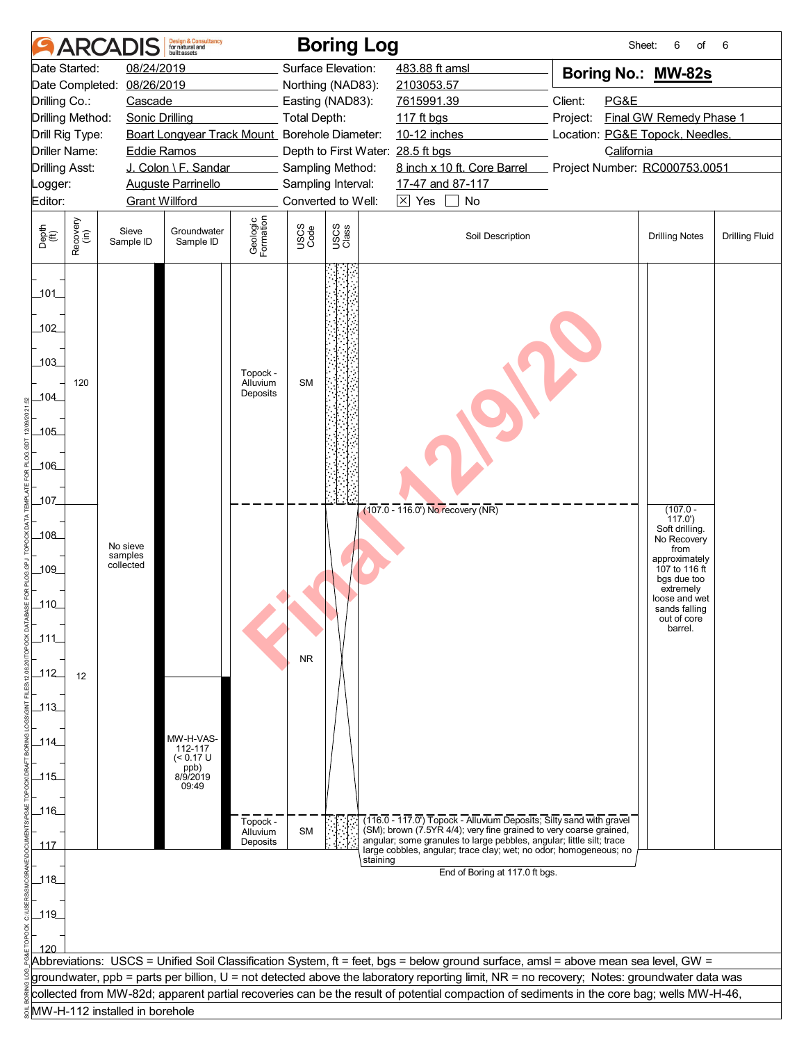# ARCADIS — Boring Log

Sheet: 6 of 6

| | | | |
|---|---|---|---|
| Date Started: | 08/24/2019 | Surface Elevation: | 483.88 ft amsl |
| Date Completed: | 08/26/2019 | Northing (NAD83): | 2103053.57 |
| Drilling Co.: | Cascade | Easting (NAD83): | 7615991.39 |
| Drilling Method: | Sonic Drilling | Total Depth: | 117 ft bgs |
| Drill Rig Type: | Boart Longyear Track Mount | Borehole Diameter: | 10-12 inches |
| Driller Name: | Eddie Ramos | Depth to First Water: | 28.5 ft bgs |
| Drilling Asst: | J. Colon \ F. Sandar | Sampling Method: | 8 inch x 10 ft. Core Barrel |
| Logger: | Auguste Parrinello | Sampling Interval: | 17-47 and 87-117 |
| Editor: | Grant Willford | Converted to Well: | [X] Yes [ ] No |

**Boring No.: MW-82s**

Client: PG&E
Project: Final GW Remedy Phase 1
Location: PG&E Topock, Needles, California
Project Number: RC000753.0051

| Depth (ft) | Recovery (in) | Sieve Sample ID | Groundwater Sample ID | Geologic Formation | USCS Code | Soil Description | Drilling Notes | Drilling Fluid |
|---|---|---|---|---|---|---|---|---|
| 100–107 | 120 | | | Topock - Alluvium Deposits | SM | | | |
| 107–116 | 12 | No sieve samples collected | MW-H-VAS-112-117 (< 0.17 U ppb) 8/9/2019 09:49 | | NR | (107.0 - 116.0') No recovery (NR) | (107.0 - 117.0') Soft drilling. No Recovery from approximately 107 to 116 ft bgs due too extremely loose and wet sands falling out of core barrel. | |
| 116–117 | | | | Topock - Alluvium Deposits | SM | (116.0 - 117.0') Topock - Alluvium Deposits; Silty sand with gravel (SM); brown (7.5YR 4/4); very fine grained to very coarse grained, angular; some granules to large pebbles, angular; little silt; trace large cobbles, angular; trace clay; wet; no odor; homogeneous; no staining | | |

End of Boring at 117.0 ft bgs.

Abbreviations: USCS = Unified Soil Classification System, ft = feet, bgs = below ground surface, amsl = above mean sea level, GW = groundwater, ppb = parts per billion, U = not detected above the laboratory reporting limit, NR = no recovery; Notes: groundwater data was collected from MW-82d; apparent partial recoveries can be the result of potential compaction of sediments in the core bag; wells MW-H-46, MW-H-112 installed in borehole

Final 12/9/20